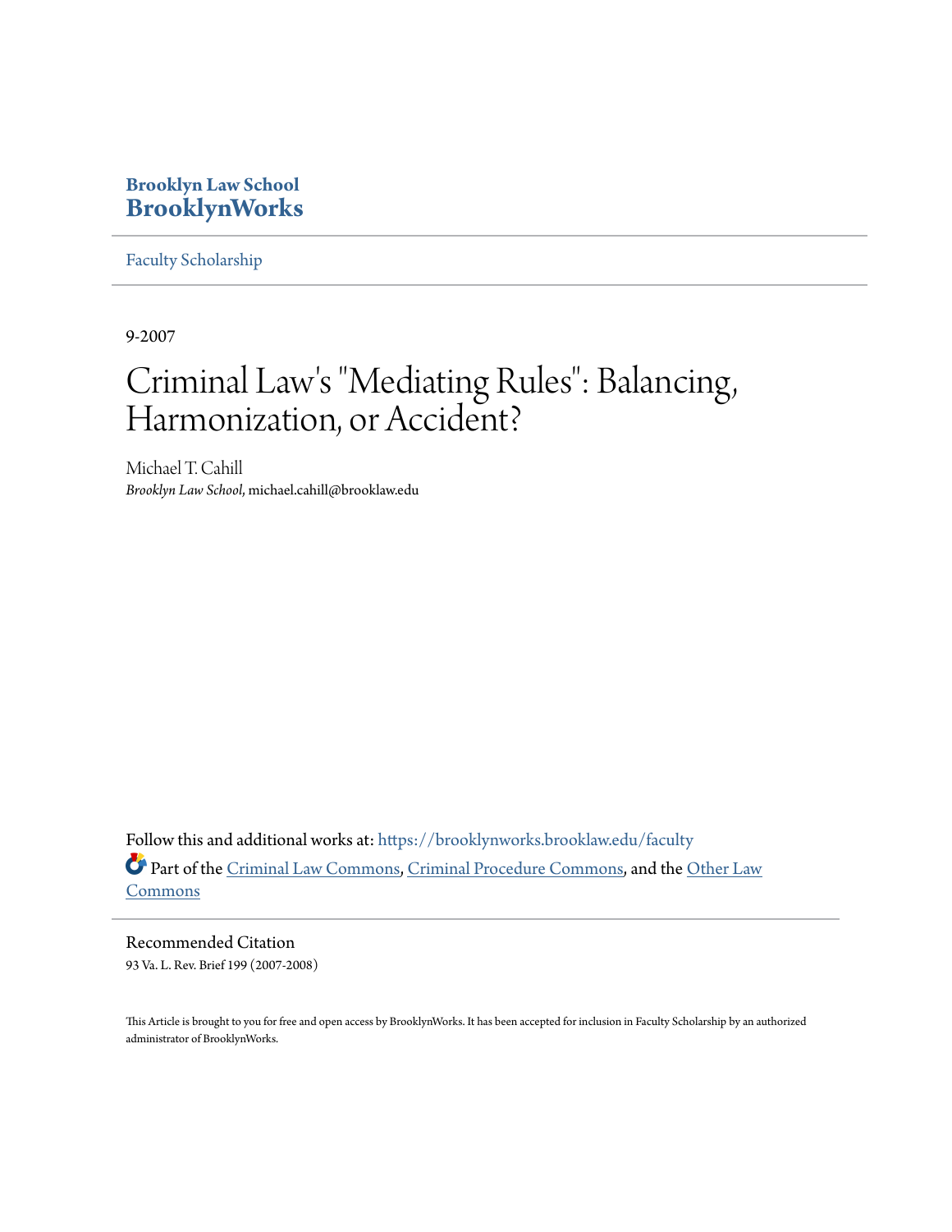# Brooklyn Law School BrooklynWorks

Faculty Scholarship

9-2007

# Criminal Law's "Mediating Rules": Balancing, Harmonization, or Accident?

Michael T. Cahill

*Brooklyn Law School*, michael.cahill@brooklaw.edu

Follow this and additional works at: https://brooklynworks.brooklaw.edu/faculty

Part of the Criminal Law Commons, Criminal Procedure Commons, and the Other Law Commons

Recommended Citation

93 Va. L. Rev. Brief 199 (2007-2008)

This Article is brought to you for free and open access by BrooklynWorks. It has been accepted for inclusion in Faculty Scholarship by an authorized administrator of BrooklynWorks.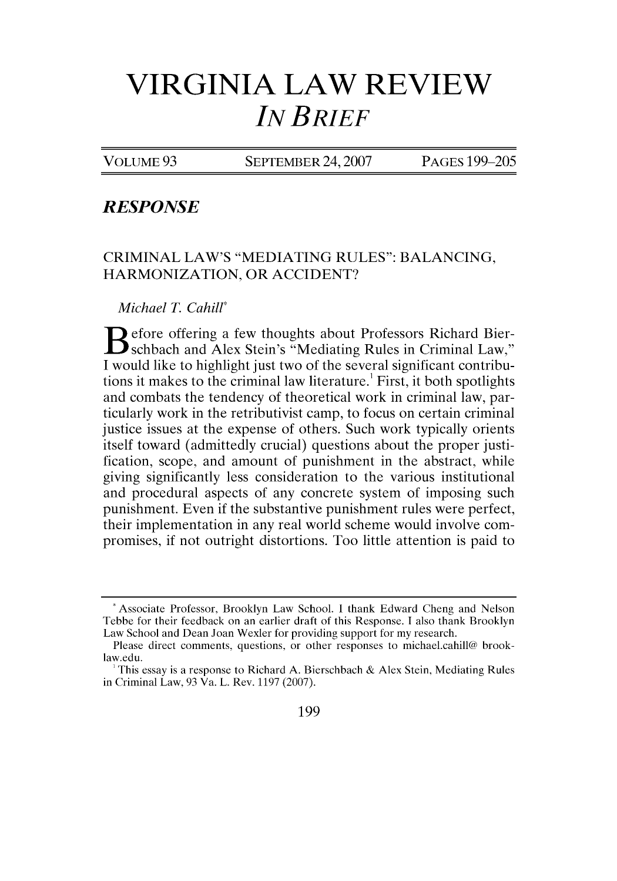# VIRGINIA LAW REVIEW

## *IN BRIEF*

VOLUME 93 SEPTEMBER 24, 2007 PAGES 199–205

### *RESPONSE*

## CRIMINAL LAW'S "MEDIATING RULES": BALANCING, HARMONIZATION, OR ACCIDENT?

*Michael T. Cahill*[*]

Before offering a few thoughts about Professors Richard Bierschbach and Alex Stein's "Mediating Rules in Criminal Law," I would like to highlight just two of the several significant contributions it makes to the criminal law literature.[1] First, it both spotlights and combats the tendency of theoretical work in criminal law, particularly work in the retributivist camp, to focus on certain criminal justice issues at the expense of others. Such work typically orients itself toward (admittedly crucial) questions about the proper justification, scope, and amount of punishment in the abstract, while giving significantly less consideration to the various institutional and procedural aspects of any concrete system of imposing such punishment. Even if the substantive punishment rules were perfect, their implementation in any real world scheme would involve compromises, if not outright distortions. Too little attention is paid to

---

[*] Associate Professor, Brooklyn Law School. I thank Edward Cheng and Nelson Tebbe for their feedback on an earlier draft of this Response. I also thank Brooklyn Law School and Dean Joan Wexler for providing support for my research.

Please direct comments, questions, or other responses to michael.cahill@ brooklaw.edu.

[1] This essay is a response to Richard A. Bierschbach & Alex Stein, Mediating Rules in Criminal Law, 93 Va. L. Rev. 1197 (2007).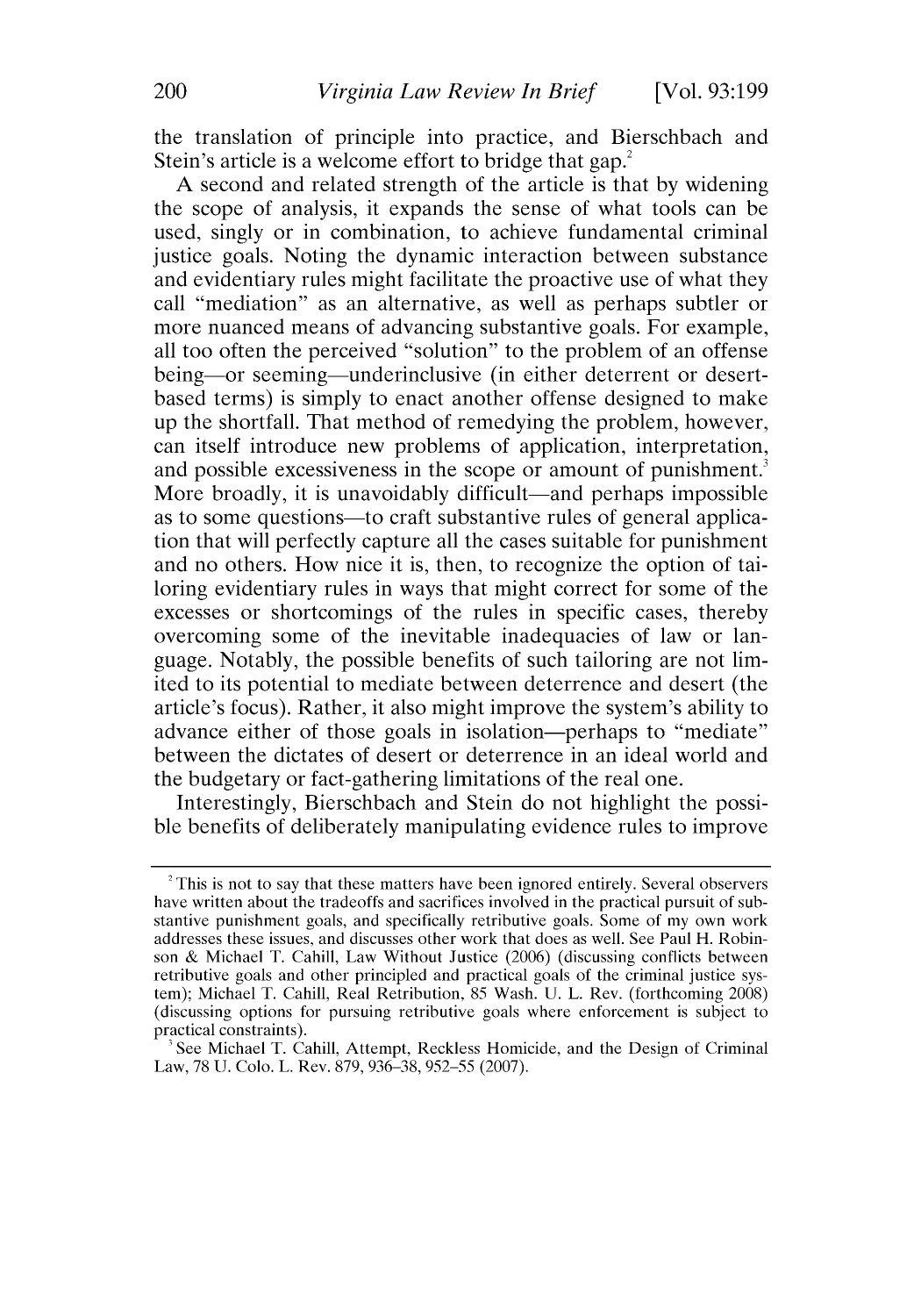the translation of principle into practice, and Bierschbach and Stein's article is a welcome effort to bridge that gap.[2]

A second and related strength of the article is that by widening the scope of analysis, it expands the sense of what tools can be used, singly or in combination, to achieve fundamental criminal justice goals. Noting the dynamic interaction between substance and evidentiary rules might facilitate the proactive use of what they call "mediation" as an alternative, as well as perhaps subtler or more nuanced means of advancing substantive goals. For example, all too often the perceived "solution" to the problem of an offense being—or seeming—underinclusive (in either deterrent or desert-based terms) is simply to enact another offense designed to make up the shortfall. That method of remedying the problem, however, can itself introduce new problems of application, interpretation, and possible excessiveness in the scope or amount of punishment.[3] More broadly, it is unavoidably difficult—and perhaps impossible as to some questions—to craft substantive rules of general application that will perfectly capture all the cases suitable for punishment and no others. How nice it is, then, to recognize the option of tailoring evidentiary rules in ways that might correct for some of the excesses or shortcomings of the rules in specific cases, thereby overcoming some of the inevitable inadequacies of law or language. Notably, the possible benefits of such tailoring are not limited to its potential to mediate between deterrence and desert (the article's focus). Rather, it also might improve the system's ability to advance either of those goals in isolation—perhaps to "mediate" between the dictates of desert or deterrence in an ideal world and the budgetary or fact-gathering limitations of the real one.

Interestingly, Bierschbach and Stein do not highlight the possible benefits of deliberately manipulating evidence rules to improve

---

[2] This is not to say that these matters have been ignored entirely. Several observers have written about the tradeoffs and sacrifices involved in the practical pursuit of substantive punishment goals, and specifically retributive goals. Some of my own work addresses these issues, and discusses other work that does as well. See Paul H. Robinson & Michael T. Cahill, Law Without Justice (2006) (discussing conflicts between retributive goals and other principled and practical goals of the criminal justice system); Michael T. Cahill, Real Retribution, 85 Wash. U. L. Rev. (forthcoming 2008) (discussing options for pursuing retributive goals where enforcement is subject to practical constraints).

[3] See Michael T. Cahill, Attempt, Reckless Homicide, and the Design of Criminal Law, 78 U. Colo. L. Rev. 879, 936–38, 952–55 (2007).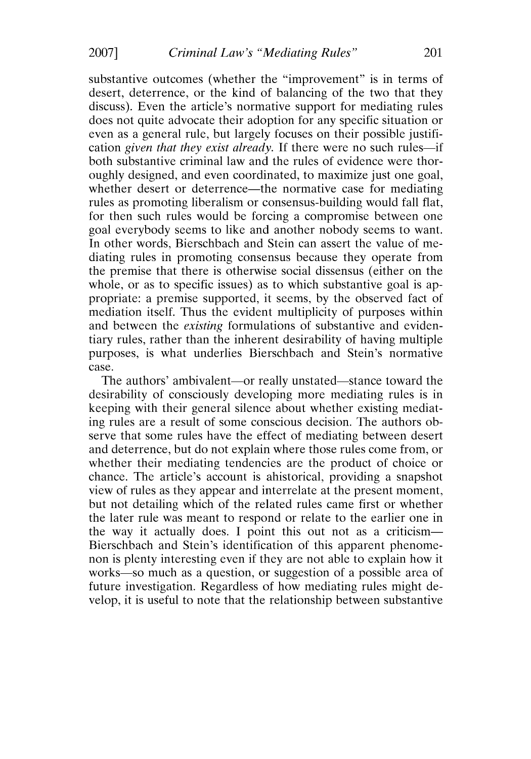substantive outcomes (whether the "improvement" is in terms of desert, deterrence, or the kind of balancing of the two that they discuss). Even the article's normative support for mediating rules does not quite advocate their adoption for any specific situation or even as a general rule, but largely focuses on their possible justification *given that they exist already*. If there were no such rules—if both substantive criminal law and the rules of evidence were thoroughly designed, and even coordinated, to maximize just one goal, whether desert or deterrence—the normative case for mediating rules as promoting liberalism or consensus-building would fall flat, for then such rules would be forcing a compromise between one goal everybody seems to like and another nobody seems to want. In other words, Bierschbach and Stein can assert the value of mediating rules in promoting consensus because they operate from the premise that there is otherwise social dissensus (either on the whole, or as to specific issues) as to which substantive goal is appropriate: a premise supported, it seems, by the observed fact of mediation itself. Thus the evident multiplicity of purposes within and between the *existing* formulations of substantive and evidentiary rules, rather than the inherent desirability of having multiple purposes, is what underlies Bierschbach and Stein's normative case.

The authors' ambivalent—or really unstated—stance toward the desirability of consciously developing more mediating rules is in keeping with their general silence about whether existing mediating rules are a result of some conscious decision. The authors observe that some rules have the effect of mediating between desert and deterrence, but do not explain where those rules come from, or whether their mediating tendencies are the product of choice or chance. The article's account is ahistorical, providing a snapshot view of rules as they appear and interrelate at the present moment, but not detailing which of the related rules came first or whether the later rule was meant to respond or relate to the earlier one in the way it actually does. I point this out not as a criticism—Bierschbach and Stein's identification of this apparent phenomenon is plenty interesting even if they are not able to explain how it works—so much as a question, or suggestion of a possible area of future investigation. Regardless of how mediating rules might develop, it is useful to note that the relationship between substantive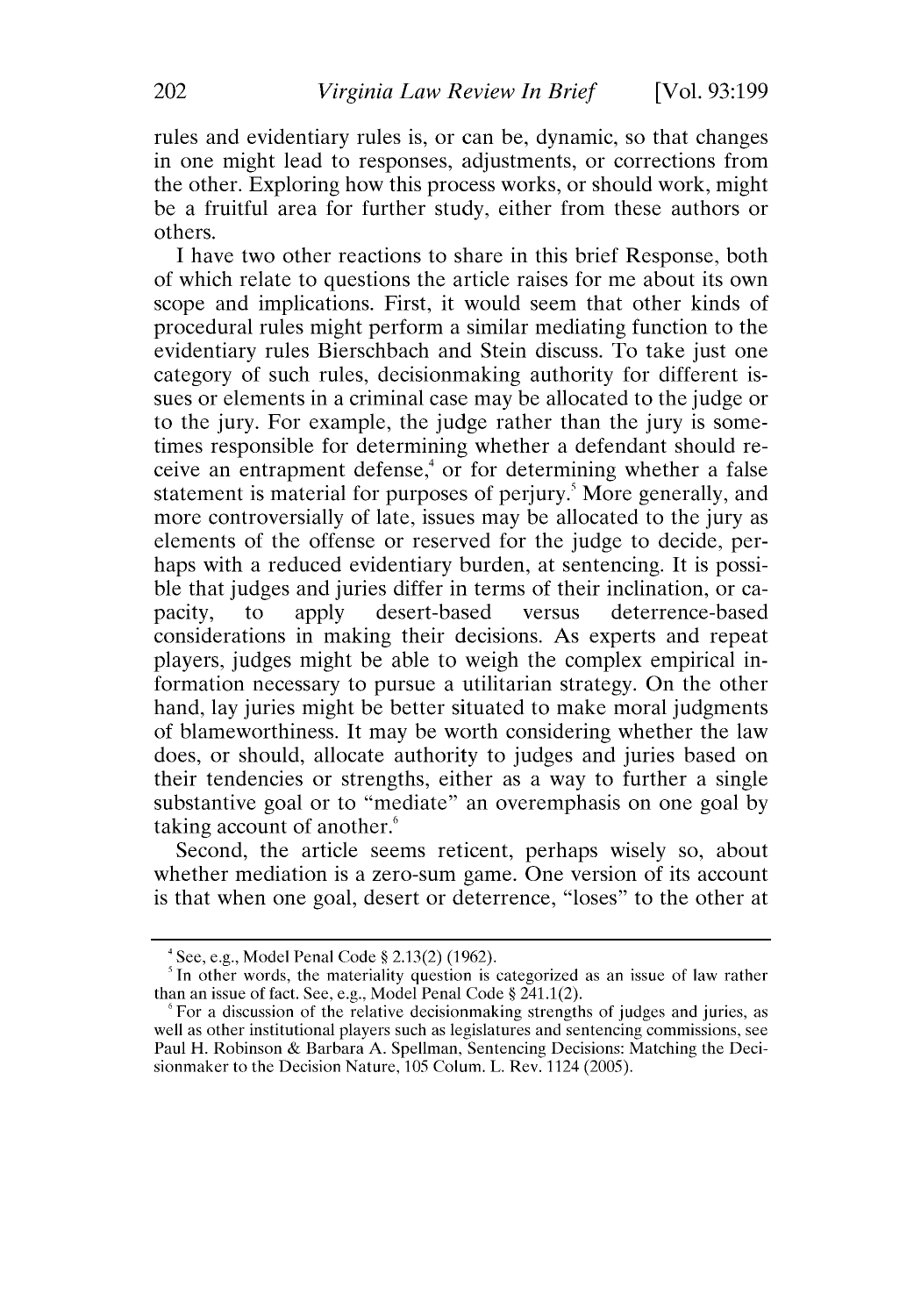rules and evidentiary rules is, or can be, dynamic, so that changes in one might lead to responses, adjustments, or corrections from the other. Exploring how this process works, or should work, might be a fruitful area for further study, either from these authors or others.

I have two other reactions to share in this brief Response, both of which relate to questions the article raises for me about its own scope and implications. First, it would seem that other kinds of procedural rules might perform a similar mediating function to the evidentiary rules Bierschbach and Stein discuss. To take just one category of such rules, decisionmaking authority for different issues or elements in a criminal case may be allocated to the judge or to the jury. For example, the judge rather than the jury is sometimes responsible for determining whether a defendant should receive an entrapment defense,[4] or for determining whether a false statement is material for purposes of perjury.[5] More generally, and more controversially of late, issues may be allocated to the jury as elements of the offense or reserved for the judge to decide, perhaps with a reduced evidentiary burden, at sentencing. It is possible that judges and juries differ in terms of their inclination, or capacity, to apply desert-based versus deterrence-based considerations in making their decisions. As experts and repeat players, judges might be able to weigh the complex empirical information necessary to pursue a utilitarian strategy. On the other hand, lay juries might be better situated to make moral judgments of blameworthiness. It may be worth considering whether the law does, or should, allocate authority to judges and juries based on their tendencies or strengths, either as a way to further a single substantive goal or to "mediate" an overemphasis on one goal by taking account of another.[6]

Second, the article seems reticent, perhaps wisely so, about whether mediation is a zero-sum game. One version of its account is that when one goal, desert or deterrence, "loses" to the other at

---

[4] See, e.g., Model Penal Code § 2.13(2) (1962).

[5] In other words, the materiality question is categorized as an issue of law rather than an issue of fact. See, e.g., Model Penal Code § 241.1(2).

[6] For a discussion of the relative decisionmaking strengths of judges and juries, as well as other institutional players such as legislatures and sentencing commissions, see Paul H. Robinson & Barbara A. Spellman, Sentencing Decisions: Matching the Decisionmaker to the Decision Nature, 105 Colum. L. Rev. 1124 (2005).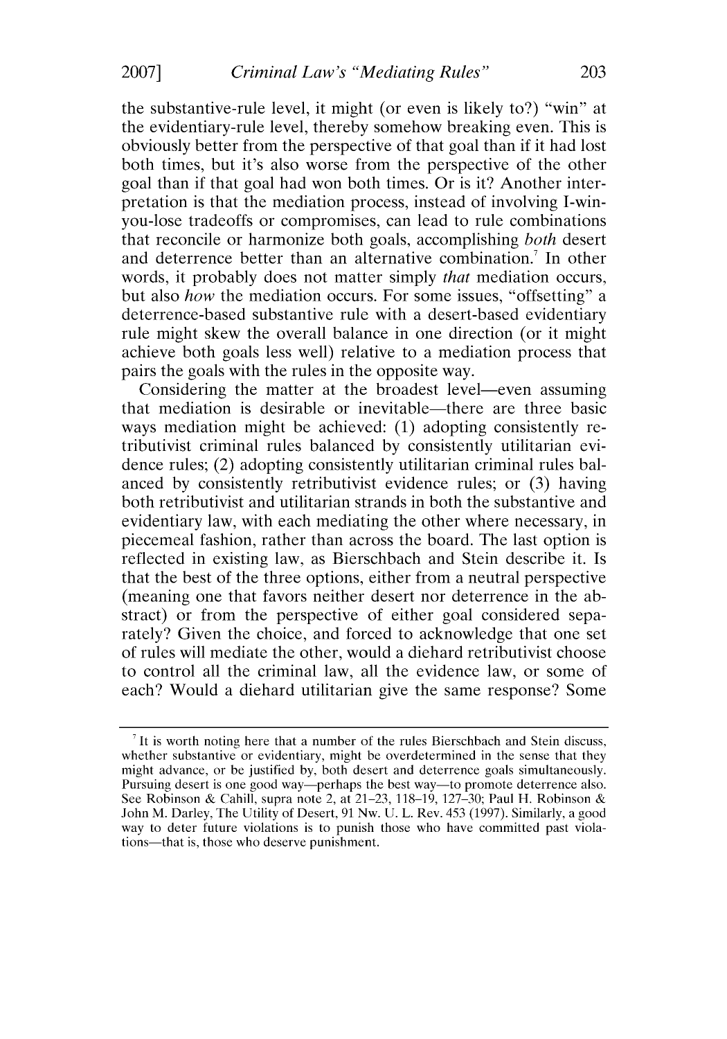the substantive-rule level, it might (or even is likely to?) "win" at the evidentiary-rule level, thereby somehow breaking even. This is obviously better from the perspective of that goal than if it had lost both times, but it's also worse from the perspective of the other goal than if that goal had won both times. Or is it? Another interpretation is that the mediation process, instead of involving I-win-you-lose tradeoffs or compromises, can lead to rule combinations that reconcile or harmonize both goals, accomplishing *both* desert and deterrence better than an alternative combination.[7] In other words, it probably does not matter simply *that* mediation occurs, but also *how* the mediation occurs. For some issues, "offsetting" a deterrence-based substantive rule with a desert-based evidentiary rule might skew the overall balance in one direction (or it might achieve both goals less well) relative to a mediation process that pairs the goals with the rules in the opposite way.

Considering the matter at the broadest level—even assuming that mediation is desirable or inevitable—there are three basic ways mediation might be achieved: (1) adopting consistently retributivist criminal rules balanced by consistently utilitarian evidence rules; (2) adopting consistently utilitarian criminal rules balanced by consistently retributivist evidence rules; or (3) having both retributivist and utilitarian strands in both the substantive and evidentiary law, with each mediating the other where necessary, in piecemeal fashion, rather than across the board. The last option is reflected in existing law, as Bierschbach and Stein describe it. Is that the best of the three options, either from a neutral perspective (meaning one that favors neither desert nor deterrence in the abstract) or from the perspective of either goal considered separately? Given the choice, and forced to acknowledge that one set of rules will mediate the other, would a diehard retributivist choose to control all the criminal law, all the evidence law, or some of each? Would a diehard utilitarian give the same response? Some

[7] It is worth noting here that a number of the rules Bierschbach and Stein discuss, whether substantive or evidentiary, might be overdetermined in the sense that they might advance, or be justified by, both desert and deterrence goals simultaneously. Pursuing desert is one good way—perhaps the best way—to promote deterrence also. See Robinson & Cahill, supra note 2, at 21–23, 118–19, 127–30; Paul H. Robinson & John M. Darley, The Utility of Desert, 91 Nw. U. L. Rev. 453 (1997). Similarly, a good way to deter future violations is to punish those who have committed past violations—that is, those who deserve punishment.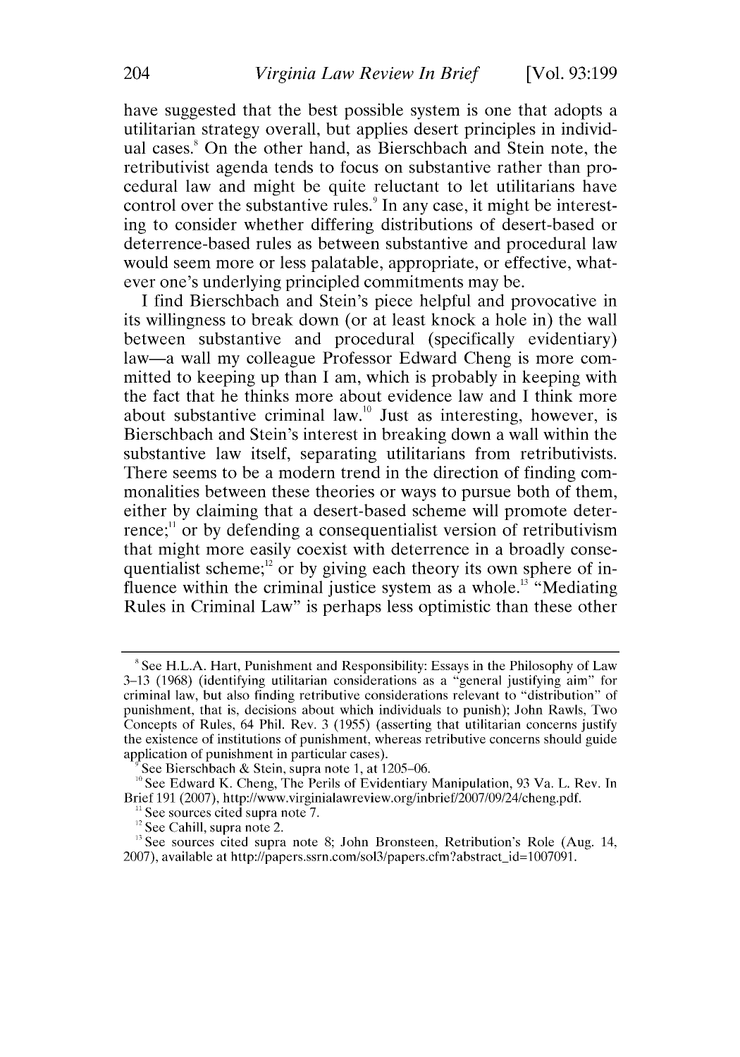have suggested that the best possible system is one that adopts a utilitarian strategy overall, but applies desert principles in individual cases.[8] On the other hand, as Bierschbach and Stein note, the retributivist agenda tends to focus on substantive rather than procedural law and might be quite reluctant to let utilitarians have control over the substantive rules.[9] In any case, it might be interesting to consider whether differing distributions of desert-based or deterrence-based rules as between substantive and procedural law would seem more or less palatable, appropriate, or effective, whatever one's underlying principled commitments may be.

I find Bierschbach and Stein's piece helpful and provocative in its willingness to break down (or at least knock a hole in) the wall between substantive and procedural (specifically evidentiary) law—a wall my colleague Professor Edward Cheng is more committed to keeping up than I am, which is probably in keeping with the fact that he thinks more about evidence law and I think more about substantive criminal law.[10] Just as interesting, however, is Bierschbach and Stein's interest in breaking down a wall within the substantive law itself, separating utilitarians from retributivists. There seems to be a modern trend in the direction of finding commonalities between these theories or ways to pursue both of them, either by claiming that a desert-based scheme will promote deterrence;[11] or by defending a consequentialist version of retributivism that might more easily coexist with deterrence in a broadly consequentialist scheme;[12] or by giving each theory its own sphere of influence within the criminal justice system as a whole.[13] "Mediating Rules in Criminal Law" is perhaps less optimistic than these other

---

[8] See H.L.A. Hart, Punishment and Responsibility: Essays in the Philosophy of Law 3–13 (1968) (identifying utilitarian considerations as a "general justifying aim" for criminal law, but also finding retributive considerations relevant to "distribution" of punishment, that is, decisions about which individuals to punish); John Rawls, Two Concepts of Rules, 64 Phil. Rev. 3 (1955) (asserting that utilitarian concerns justify the existence of institutions of punishment, whereas retributive concerns should guide application of punishment in particular cases).

[9] See Bierschbach & Stein, supra note 1, at 1205–06.

[10] See Edward K. Cheng, The Perils of Evidentiary Manipulation, 93 Va. L. Rev. In Brief 191 (2007), http://www.virginialawreview.org/inbrief/2007/09/24/cheng.pdf.

[11] See sources cited supra note 7.

[12] See Cahill, supra note 2.

[13] See sources cited supra note 8; John Bronsteen, Retribution's Role (Aug. 14, 2007), available at http://papers.ssrn.com/sol3/papers.cfm?abstract_id=1007091.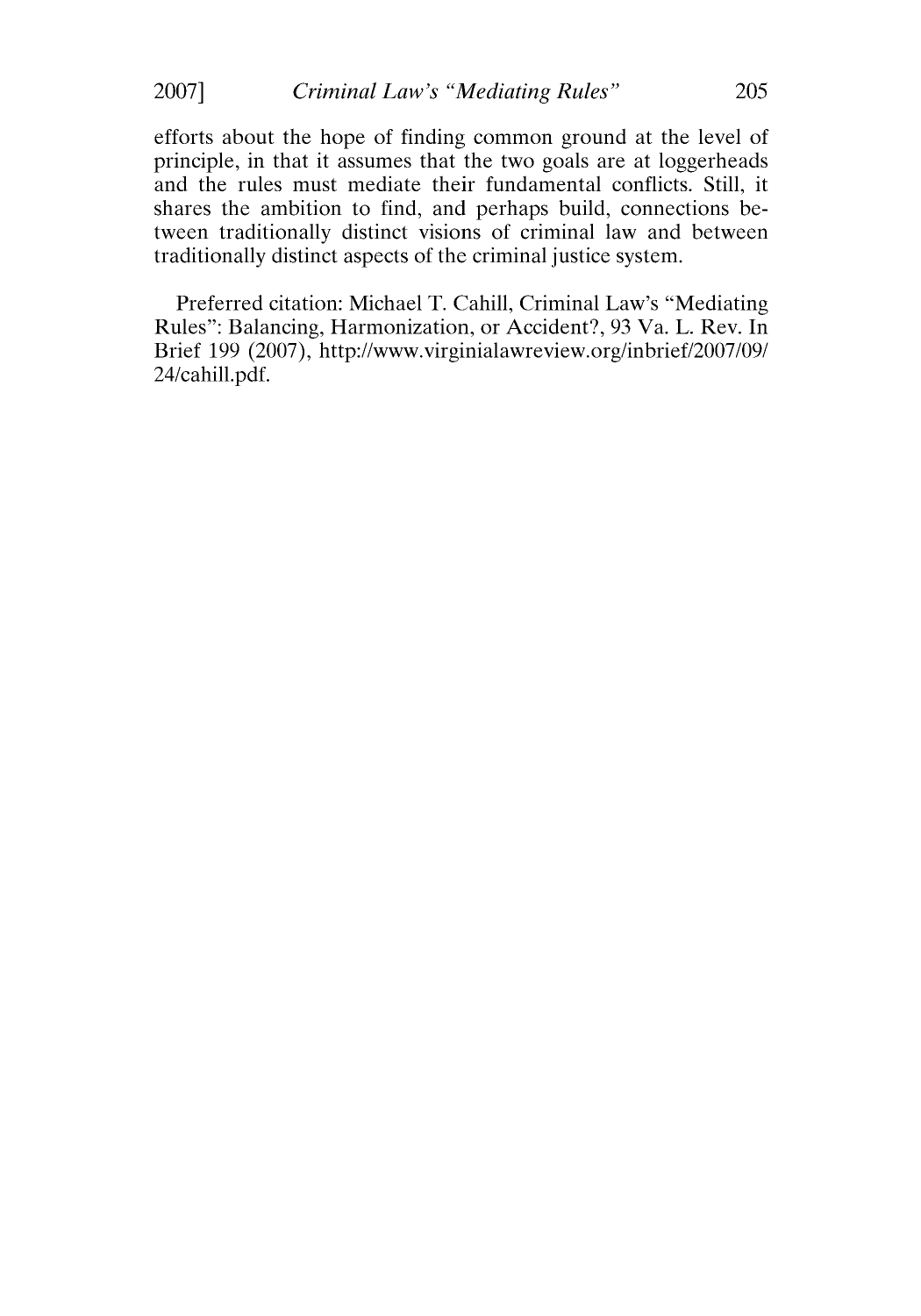efforts about the hope of finding common ground at the level of principle, in that it assumes that the two goals are at loggerheads and the rules must mediate their fundamental conflicts. Still, it shares the ambition to find, and perhaps build, connections between traditionally distinct visions of criminal law and between traditionally distinct aspects of the criminal justice system.

Preferred citation: Michael T. Cahill, Criminal Law's "Mediating Rules": Balancing, Harmonization, or Accident?, 93 Va. L. Rev. In Brief 199 (2007), http://www.virginialawreview.org/inbrief/2007/09/24/cahill.pdf.